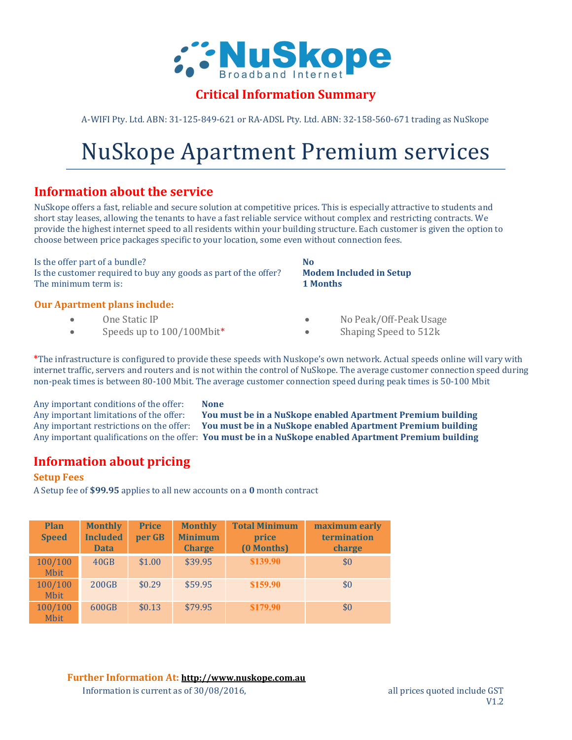# NuSkope

Broadband Internet

## Critical Information Summary

A-WIFI Pty. Ltd. ABN: 31-125-849-621 or RA-ADSL Pty. Ltd. ABN: 32-158-560-671 trading as NuSkope

# NuSkope Apartment Premium services

## Information about the service

NuSkope offers a fast, reliable and secure solution at competitive prices. This is especially attractive to students and short stay leases, allowing the tenants to have a fast reliable service without complex and restricting contracts. We provide the highest internet speed to all residents within your building structure. Each customer is given the option to choose between price packages specific to your location, some even without connection fees.

Is the offer part of a bundle? **No**
Is the customer required to buy any goods as part of the offer? **Modem Included in Setup**
The minimum term is: **1 Months**

### Our Apartment plans include:

- One Static IP
- Speeds up to 100/100Mbit*
- No Peak/Off-Peak Usage
- Shaping Speed to 512k

*The infrastructure is configured to provide these speeds with Nuskope's own network. Actual speeds online will vary with internet traffic, servers and routers and is not within the control of NuSkope. The average customer connection speed during non-peak times is between 80-100 Mbit. The average customer connection speed during peak times is 50-100 Mbit

Any important conditions of the offer: **None**
Any important limitations of the offer: **You must be in a NuSkope enabled Apartment Premium building**
Any important restrictions on the offer: **You must be in a NuSkope enabled Apartment Premium building**
Any important qualifications on the offer: **You must be in a NuSkope enabled Apartment Premium building**

## Information about pricing

### Setup Fees

A Setup fee of **$99.95** applies to all new accounts on a **0** month contract

| Plan Speed | Monthly Included Data | Price per GB | Monthly Minimum Charge | Total Minimum price (0 Months) | maximum early termination charge |
|---|---|---|---|---|---|
| 100/100 Mbit | 40GB | $1.00 | $39.95 | **$139.90** | $0 |
| 100/100 Mbit | 200GB | $0.29 | $59.95 | **$159.90** | $0 |
| 100/100 Mbit | 600GB | $0.13 | $79.95 | **$179.90** | $0 |

**Further Information At:** **http://www.nuskope.com.au**

Information is current as of 30/08/2016, all prices quoted include GST

V1.2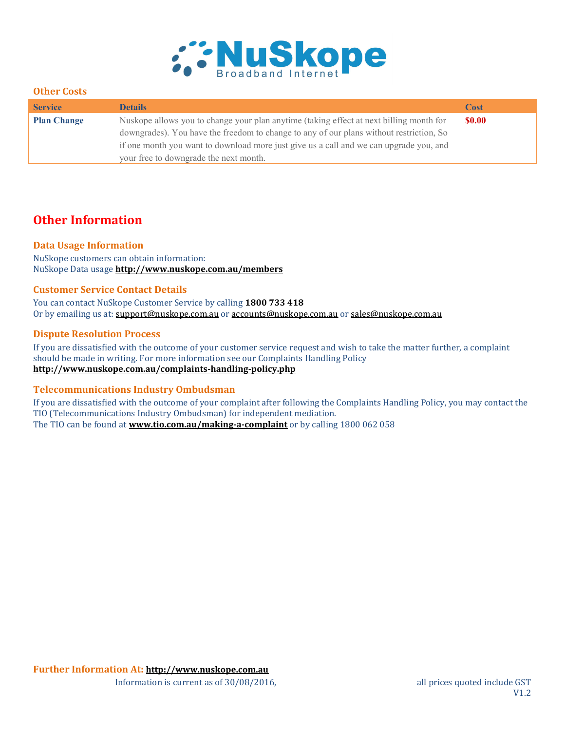NuSkope Broadband Internet

## Other Costs

| Service | Details | Cost |
| --- | --- | --- |
| **Plan Change** | Nuskope allows you to change your plan anytime (taking effect at next billing month for downgrades). You have the freedom to change to any of our plans without restriction, So if one month you want to download more just give us a call and we can upgrade you, and your free to downgrade the next month. | **$0.00** |

# Other Information

### Data Usage Information

NuSkope customers can obtain information:
NuSkope Data usage **http://www.nuskope.com.au/members**

### Customer Service Contact Details

You can contact NuSkope Customer Service by calling **1800 733 418**
Or by emailing us at: support@nuskope.com.au or accounts@nuskope.com.au or sales@nuskope.com.au

### Dispute Resolution Process

If you are dissatisfied with the outcome of your customer service request and wish to take the matter further, a complaint should be made in writing. For more information see our Complaints Handling Policy
**http://www.nuskope.com.au/complaints-handling-policy.php**

### Telecommunications Industry Ombudsman

If you are dissatisfied with the outcome of your complaint after following the Complaints Handling Policy, you may contact the TIO (Telecommunications Industry Ombudsman) for independent mediation.
The TIO can be found at **www.tio.com.au/making-a-complaint** or by calling 1800 062 058

**Further Information At:** **http://www.nuskope.com.au**

Information is current as of 30/08/2016, all prices quoted include GST

V1.2